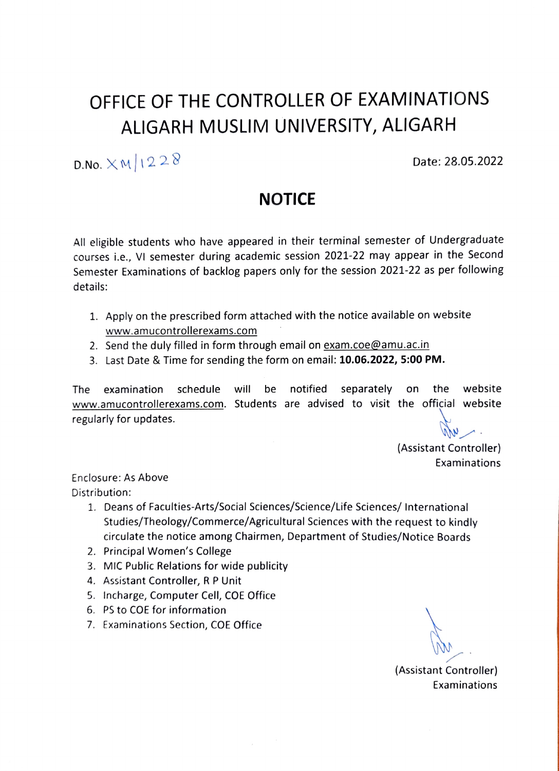# OFFICE OF THE CONTROLLER OF EXAMINATIONS
# ALIGARH MUSLIM UNIVERSITY, ALIGARH

D.No. XM/1228 Date: 28.05.2022

## NOTICE

All eligible students who have appeared in their terminal semester of Undergraduate courses i.e., VI semester during academic session 2021-22 may appear in the Second Semester Examinations of backlog papers only for the session 2021-22 as per following details:

1. Apply on the prescribed form attached with the notice available on website www.amucontrollerexams.com
2. Send the duly filled in form through email on exam.coe@amu.ac.in
3. Last Date & Time for sending the form on email: **10.06.2022, 5:00 PM.**

The examination schedule will be notified separately on the website www.amucontrollerexams.com. Students are advised to visit the official website regularly for updates.

(Assistant Controller)
Examinations

Enclosure: As Above
Distribution:

1. Deans of Faculties-Arts/Social Sciences/Science/Life Sciences/ International Studies/Theology/Commerce/Agricultural Sciences with the request to kindly circulate the notice among Chairmen, Department of Studies/Notice Boards
2. Principal Women's College
3. MIC Public Relations for wide publicity
4. Assistant Controller, R P Unit
5. Incharge, Computer Cell, COE Office
6. PS to COE for information
7. Examinations Section, COE Office

(Assistant Controller)
Examinations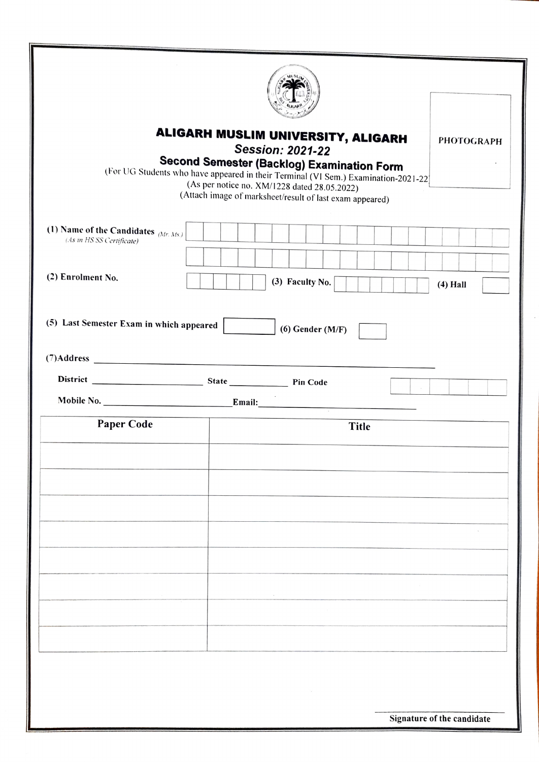# ALIGARH MUSLIM UNIVERSITY, ALIGARH

PHOTOGRAPH

## *Session: 2021-22*

## Second Semester (Backlog) Examination Form

(For UG Students who have appeared in their Terminal (VI Sem.) Examination-2021-22)

(As per notice no. XM/1228 dated 28.05.2022)

(Attach image of marksheet/result of last exam appeared)

**(1) Name of the Candidates** (Mr. Ms.)
*(As in HS/SS Certificate)*

**(2) Enrolment No.** **(3) Faculty No.** **(4) Hall**

**(5) Last Semester Exam in which appeared** **(6) Gender (M/F)**

**(7)Address** ______________________________

**District** ______________ **State** __________ **Pin Code**

**Mobile No.** ______________ **Email:** ______________

| Paper Code | Title |
|---|---|
| | |
| | |
| | |
| | |
| | |
| | |
| | |
| | |

**Signature of the candidate**